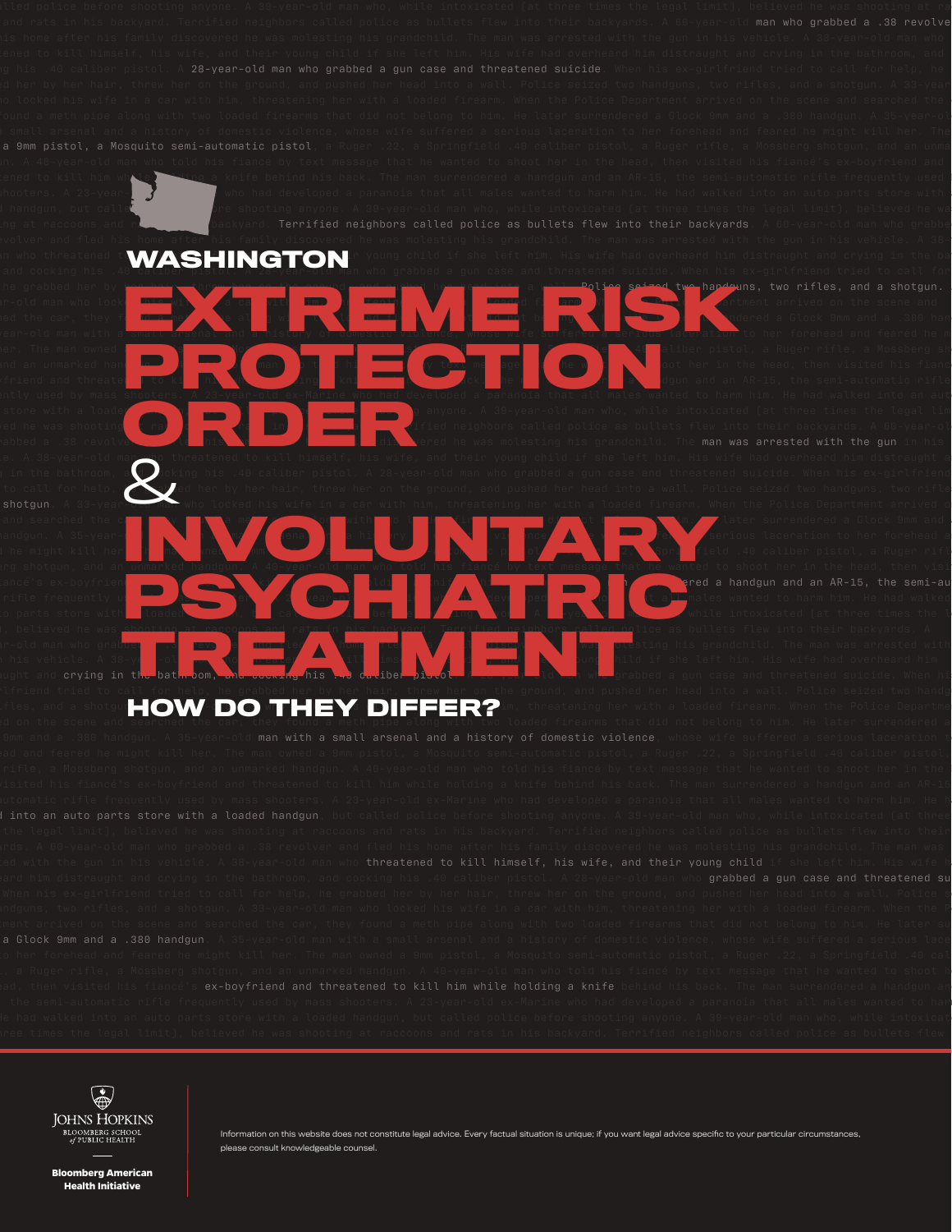# WASHINGTON

# EXTREME RISK PROTECTION ORDER & INVOLUNTARY PSYCHIATRIC TREATMENT

## HOW DO THEY DIFFER?

Johns Hopkins Bloomberg School of Public Health

Bloomberg American Health Initiative

Information on this website does not constitute legal advice. Every factual situation is unique; if you want legal advice specific to your particular circumstances, please consult knowledgeable counsel.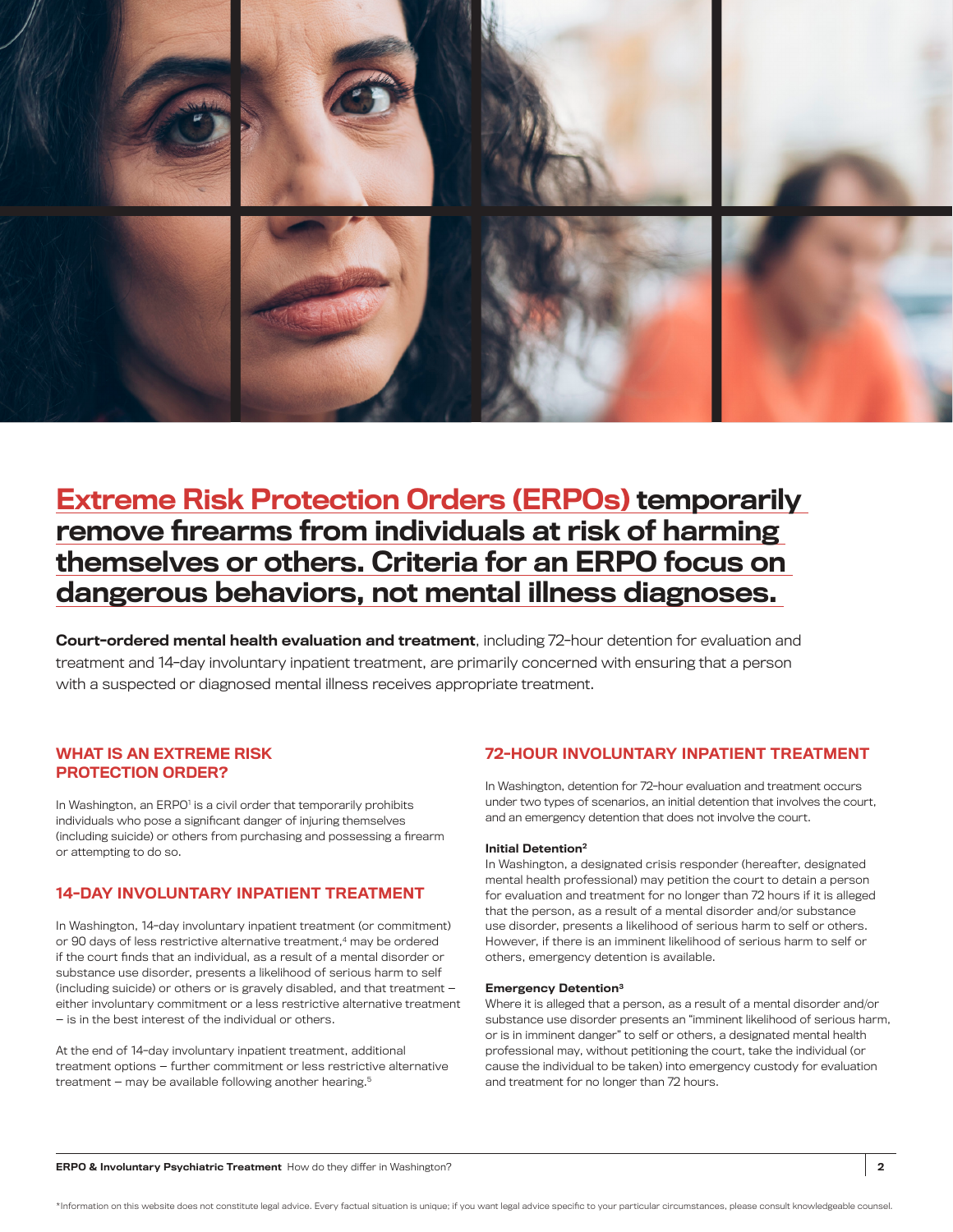## Extreme Risk Protection Orders (ERPOs) temporarily remove firearms from individuals at risk of harming themselves or others. Criteria for an ERPO focus on dangerous behaviors, not mental illness diagnoses.

**Court-ordered mental health evaluation and treatment**, including 72-hour detention for evaluation and treatment and 14-day involuntary inpatient treatment, are primarily concerned with ensuring that a person with a suspected or diagnosed mental illness receives appropriate treatment.

### WHAT IS AN EXTREME RISK PROTECTION ORDER?

In Washington, an ERPO[1] is a civil order that temporarily prohibits individuals who pose a significant danger of injuring themselves (including suicide) or others from purchasing and possessing a firearm or attempting to do so.

### 14-DAY INVOLUNTARY INPATIENT TREATMENT

In Washington, 14-day involuntary inpatient treatment (or commitment) or 90 days of less restrictive alternative treatment,[4] may be ordered if the court finds that an individual, as a result of a mental disorder or substance use disorder, presents a likelihood of serious harm to self (including suicide) or others or is gravely disabled, and that treatment – either involuntary commitment or a less restrictive alternative treatment – is in the best interest of the individual or others.

At the end of 14-day involuntary inpatient treatment, additional treatment options – further commitment or less restrictive alternative treatment – may be available following another hearing.[5]

### 72-HOUR INVOLUNTARY INPATIENT TREATMENT

In Washington, detention for 72-hour evaluation and treatment occurs under two types of scenarios, an initial detention that involves the court, and an emergency detention that does not involve the court.

**Initial Detention[2]**
In Washington, a designated crisis responder (hereafter, designated mental health professional) may petition the court to detain a person for evaluation and treatment for no longer than 72 hours if it is alleged that the person, as a result of a mental disorder and/or substance use disorder, presents a likelihood of serious harm to self or others. However, if there is an imminent likelihood of serious harm to self or others, emergency detention is available.

**Emergency Detention[3]**
Where it is alleged that a person, as a result of a mental disorder and/or substance use disorder presents an "imminent likelihood of serious harm, or is in imminent danger" to self or others, a designated mental health professional may, without petitioning the court, take the individual (or cause the individual to be taken) into emergency custody for evaluation and treatment for no longer than 72 hours.

*Information on this website does not constitute legal advice. Every factual situation is unique; if you want legal advice specific to your particular circumstances, please consult knowledgeable counsel.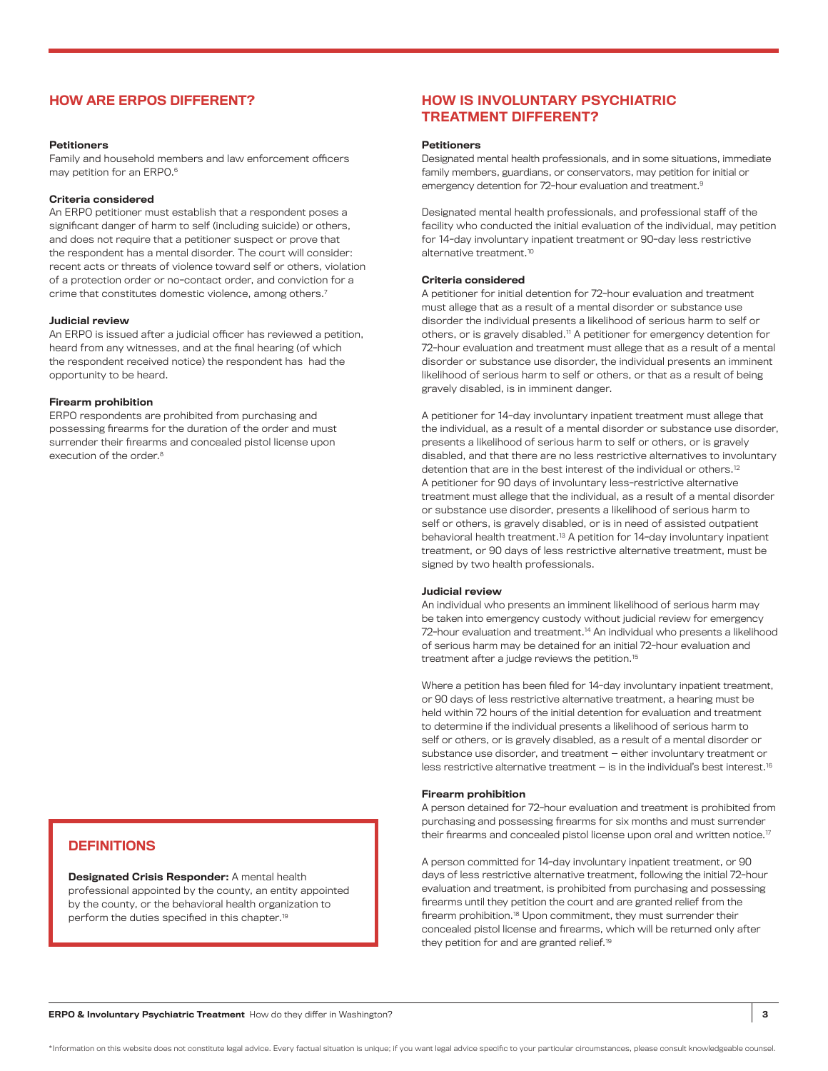## HOW ARE ERPOS DIFFERENT?

**Petitioners**

Family and household members and law enforcement officers may petition for an ERPO.[6]

**Criteria considered**

An ERPO petitioner must establish that a respondent poses a significant danger of harm to self (including suicide) or others, and does not require that a petitioner suspect or prove that the respondent has a mental disorder. The court will consider: recent acts or threats of violence toward self or others, violation of a protection order or no-contact order, and conviction for a crime that constitutes domestic violence, among others.[7]

**Judicial review**

An ERPO is issued after a judicial officer has reviewed a petition, heard from any witnesses, and at the final hearing (of which the respondent received notice) the respondent has had the opportunity to be heard.

**Firearm prohibition**

ERPO respondents are prohibited from purchasing and possessing firearms for the duration of the order and must surrender their firearms and concealed pistol license upon execution of the order.[8]

## DEFINITIONS

**Designated Crisis Responder:** A mental health professional appointed by the county, an entity appointed by the county, or the behavioral health organization to perform the duties specified in this chapter.[19]

## HOW IS INVOLUNTARY PSYCHIATRIC TREATMENT DIFFERENT?

**Petitioners**

Designated mental health professionals, and in some situations, immediate family members, guardians, or conservators, may petition for initial or emergency detention for 72-hour evaluation and treatment.[9]

Designated mental health professionals, and professional staff of the facility who conducted the initial evaluation of the individual, may petition for 14-day involuntary inpatient treatment or 90-day less restrictive alternative treatment.[10]

**Criteria considered**

A petitioner for initial detention for 72-hour evaluation and treatment must allege that as a result of a mental disorder or substance use disorder the individual presents a likelihood of serious harm to self or others, or is gravely disabled.[11] A petitioner for emergency detention for 72-hour evaluation and treatment must allege that as a result of a mental disorder or substance use disorder, the individual presents an imminent likelihood of serious harm to self or others, or that as a result of being gravely disabled, is in imminent danger.

A petitioner for 14-day involuntary inpatient treatment must allege that the individual, as a result of a mental disorder or substance use disorder, presents a likelihood of serious harm to self or others, or is gravely disabled, and that there are no less restrictive alternatives to involuntary detention that are in the best interest of the individual or others.[12] A petitioner for 90 days of involuntary less-restrictive alternative treatment must allege that the individual, as a result of a mental disorder or substance use disorder, presents a likelihood of serious harm to self or others, is gravely disabled, or is in need of assisted outpatient behavioral health treatment.[13] A petition for 14-day involuntary inpatient treatment, or 90 days of less restrictive alternative treatment, must be signed by two health professionals.

**Judicial review**

An individual who presents an imminent likelihood of serious harm may be taken into emergency custody without judicial review for emergency 72-hour evaluation and treatment.[14] An individual who presents a likelihood of serious harm may be detained for an initial 72-hour evaluation and treatment after a judge reviews the petition.[15]

Where a petition has been filed for 14-day involuntary inpatient treatment, or 90 days of less restrictive alternative treatment, a hearing must be held within 72 hours of the initial detention for evaluation and treatment to determine if the individual presents a likelihood of serious harm to self or others, or is gravely disabled, as a result of a mental disorder or substance use disorder, and treatment – either involuntary treatment or less restrictive alternative treatment – is in the individual's best interest.[16]

**Firearm prohibition**

A person detained for 72-hour evaluation and treatment is prohibited from purchasing and possessing firearms for six months and must surrender their firearms and concealed pistol license upon oral and written notice.[17]

A person committed for 14-day involuntary inpatient treatment, or 90 days of less restrictive alternative treatment, following the initial 72-hour evaluation and treatment, is prohibited from purchasing and possessing firearms until they petition the court and are granted relief from the firearm prohibition.[18] Upon commitment, they must surrender their concealed pistol license and firearms, which will be returned only after they petition for and are granted relief.[19]

*Information on this website does not constitute legal advice. Every factual situation is unique; if you want legal advice specific to your particular circumstances, please consult knowledgeable counsel.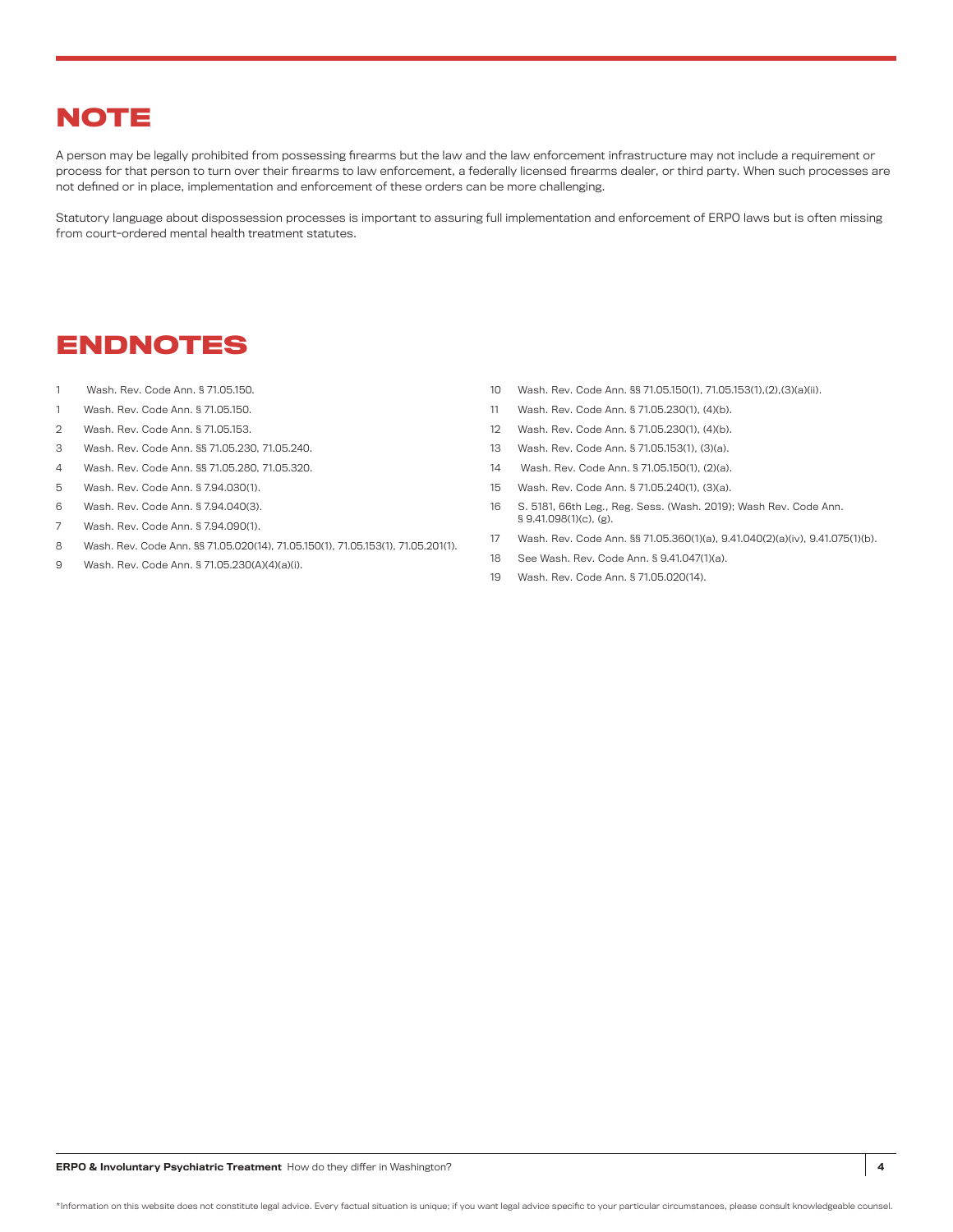# NOTE

A person may be legally prohibited from possessing firearms but the law and the law enforcement infrastructure may not include a requirement or process for that person to turn over their firearms to law enforcement, a federally licensed firearms dealer, or third party. When such processes are not defined or in place, implementation and enforcement of these orders can be more challenging.

Statutory language about dispossession processes is important to assuring full implementation and enforcement of ERPO laws but is often missing from court-ordered mental health treatment statutes.

# ENDNOTES

1 Wash. Rev. Code Ann. § 71.05.150.

1 Wash. Rev. Code Ann. § 71.05.150.

2 Wash. Rev. Code Ann. § 71.05.153.

3 Wash. Rev. Code Ann. §§ 71.05.230, 71.05.240.

4 Wash. Rev. Code Ann. §§ 71.05.280, 71.05.320.

5 Wash. Rev. Code Ann. § 7.94.030(1).

6 Wash. Rev. Code Ann. § 7.94.040(3).

7 Wash. Rev. Code Ann. § 7.94.090(1).

8 Wash. Rev. Code Ann. §§ 71.05.020(14), 71.05.150(1), 71.05.153(1), 71.05.201(1).

9 Wash. Rev. Code Ann. § 71.05.230(A)(4)(a)(i).

10 Wash. Rev. Code Ann. §§ 71.05.150(1), 71.05.153(1),(2),(3)(a)(ii).

11 Wash. Rev. Code Ann. § 71.05.230(1), (4)(b).

12 Wash. Rev. Code Ann. § 71.05.230(1), (4)(b).

13 Wash. Rev. Code Ann. § 71.05.153(1), (3)(a).

14 Wash. Rev. Code Ann. § 71.05.150(1), (2)(a).

15 Wash. Rev. Code Ann. § 71.05.240(1), (3)(a).

16 S. 5181, 66th Leg., Reg. Sess. (Wash. 2019); Wash Rev. Code Ann. § 9.41.098(1)(c), (g).

17 Wash. Rev. Code Ann. §§ 71.05.360(1)(a), 9.41.040(2)(a)(iv), 9.41.075(1)(b).

18 See Wash. Rev. Code Ann. § 9.41.047(1)(a).

19 Wash. Rev. Code Ann. § 71.05.020(14).

*Information on this website does not constitute legal advice. Every factual situation is unique; if you want legal advice specific to your particular circumstances, please consult knowledgeable counsel.